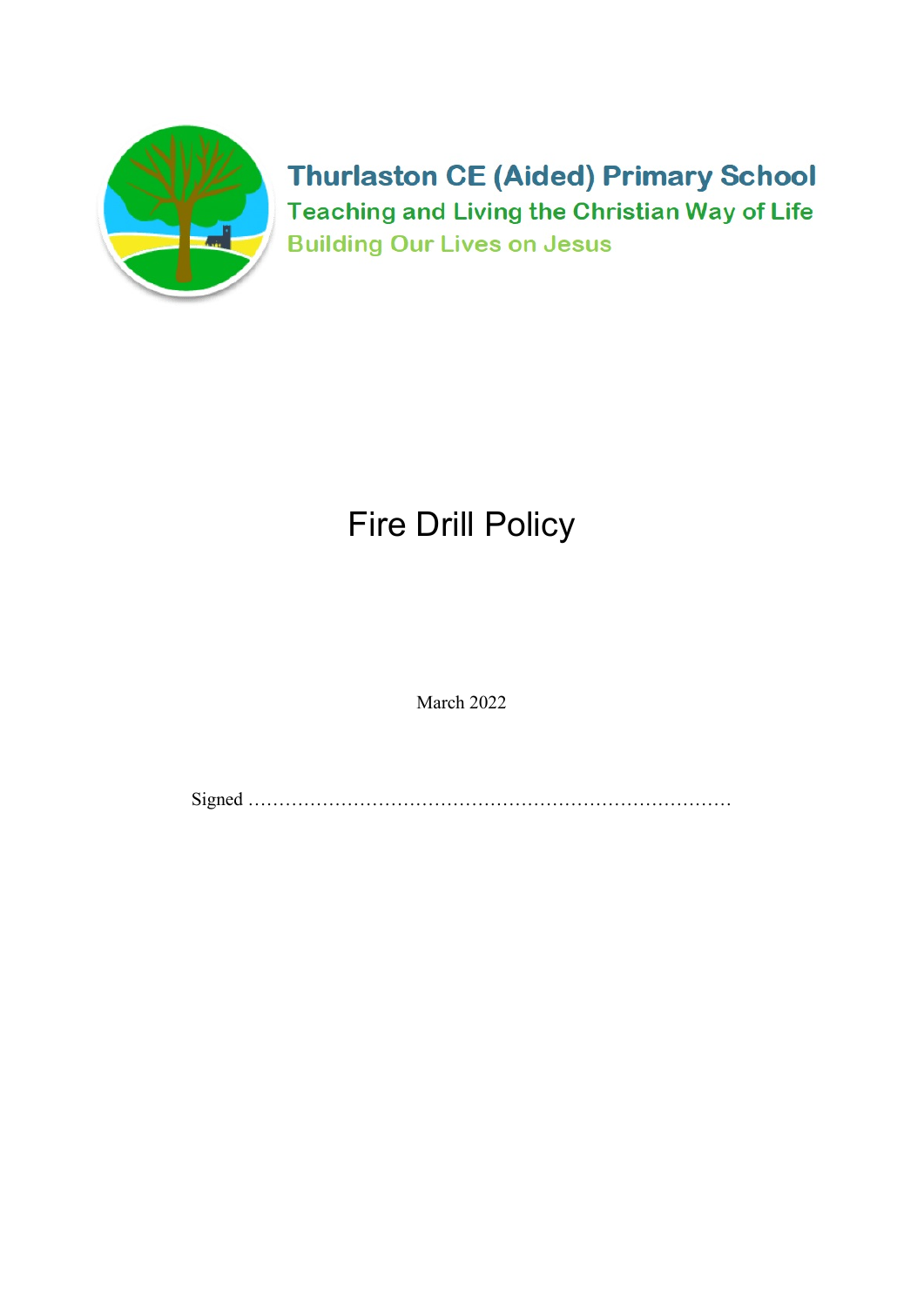**Thurlaston CE (Aided) Primary School**

**Teaching and Living the Christian Way of Life**

**Building Our Lives on Jesus**

# Fire Drill Policy

March 2022

Signed …………………………………………………………………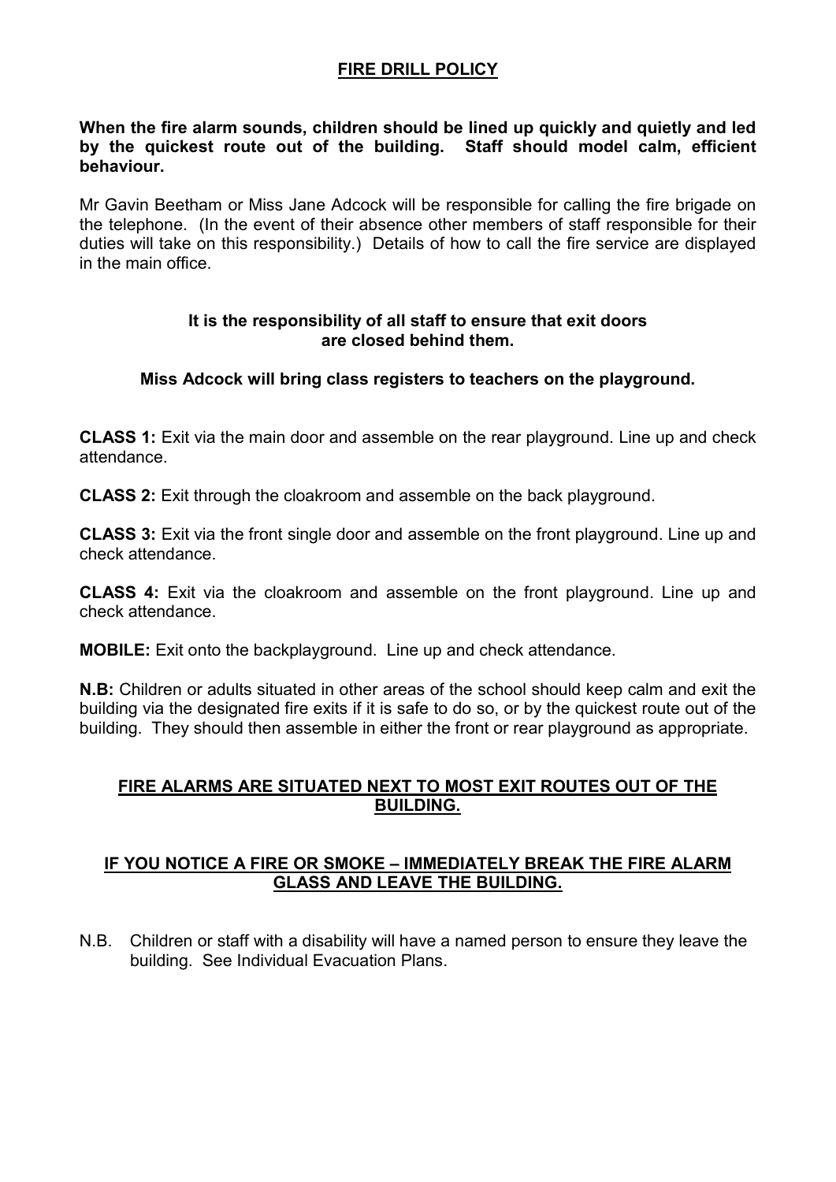# FIRE DRILL POLICY

**When the fire alarm sounds, children should be lined up quickly and quietly and led by the quickest route out of the building. Staff should model calm, efficient behaviour.**

Mr Gavin Beetham or Miss Jane Adcock will be responsible for calling the fire brigade on the telephone. (In the event of their absence other members of staff responsible for their duties will take on this responsibility.) Details of how to call the fire service are displayed in the main office.

**It is the responsibility of all staff to ensure that exit doors are closed behind them.**

**Miss Adcock will bring class registers to teachers on the playground.**

**CLASS 1:** Exit via the main door and assemble on the rear playground. Line up and check attendance.

**CLASS 2:** Exit through the cloakroom and assemble on the back playground.

**CLASS 3:** Exit via the front single door and assemble on the front playground. Line up and check attendance.

**CLASS 4:** Exit via the cloakroom and assemble on the front playground. Line up and check attendance.

**MOBILE:** Exit onto the backplayground. Line up and check attendance.

**N.B:** Children or adults situated in other areas of the school should keep calm and exit the building via the designated fire exits if it is safe to do so, or by the quickest route out of the building. They should then assemble in either the front or rear playground as appropriate.

**FIRE ALARMS ARE SITUATED NEXT TO MOST EXIT ROUTES OUT OF THE BUILDING.**

**IF YOU NOTICE A FIRE OR SMOKE – IMMEDIATELY BREAK THE FIRE ALARM GLASS AND LEAVE THE BUILDING.**

N.B. Children or staff with a disability will have a named person to ensure they leave the building. See Individual Evacuation Plans.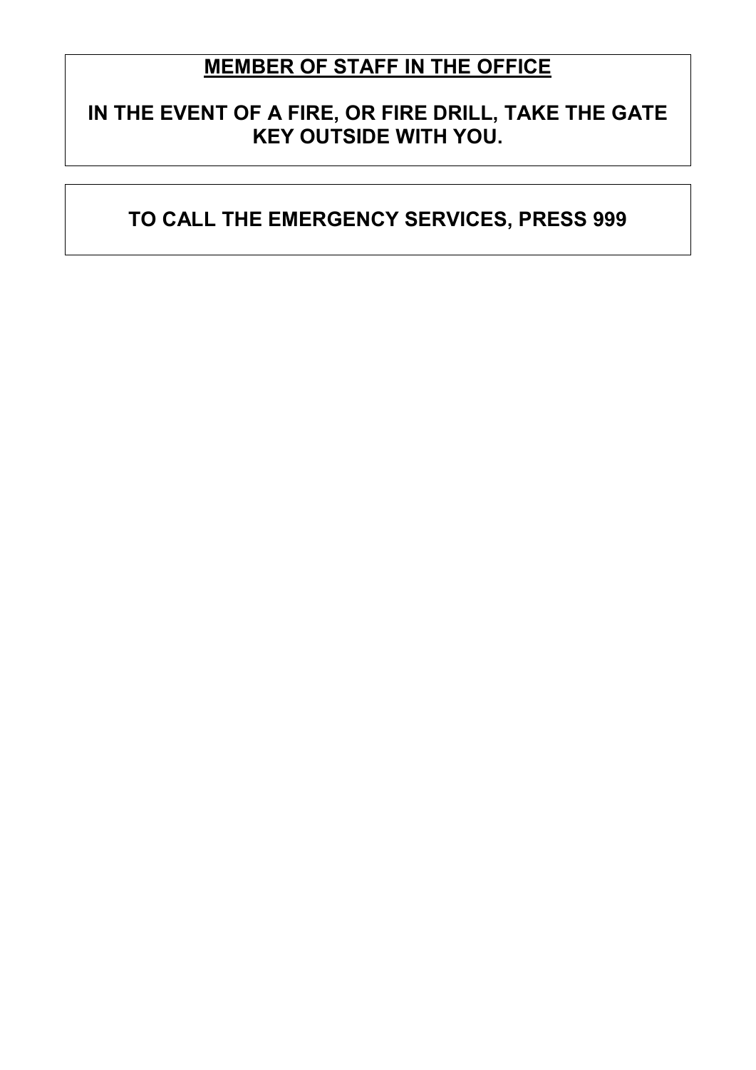**MEMBER OF STAFF IN THE OFFICE**

**IN THE EVENT OF A FIRE, OR FIRE DRILL, TAKE THE GATE KEY OUTSIDE WITH YOU.**

**TO CALL THE EMERGENCY SERVICES, PRESS 999**